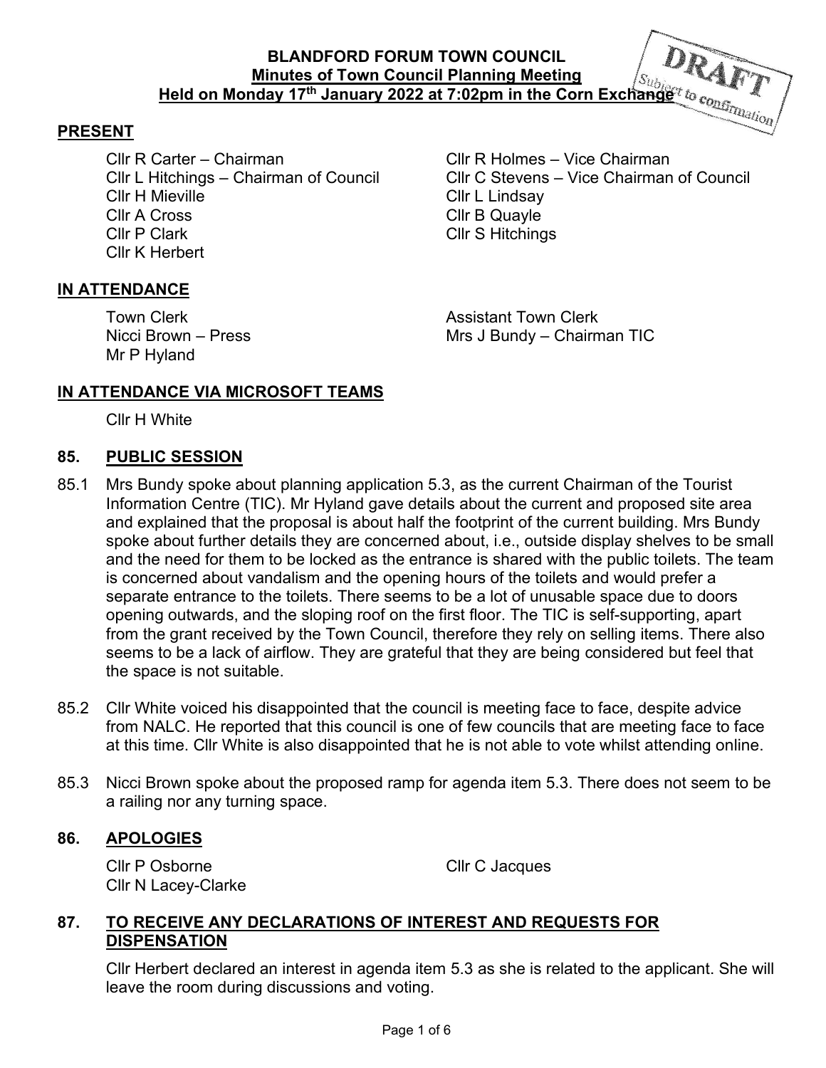**BLANDFORD FORUM TOWN COUNCIL**
**Minutes of Town Council Planning Meeting**
**Held on Monday 17th January 2022 at 7:02pm in the Corn Exchange**

DRAFT
Subject to confirmation

## PRESENT

Cllr R Carter – Chairman
Cllr R Holmes – Vice Chairman
Cllr L Hitchings – Chairman of Council
Cllr C Stevens – Vice Chairman of Council
Cllr H Mieville
Cllr L Lindsay
Cllr A Cross
Cllr B Quayle
Cllr P Clark
Cllr S Hitchings
Cllr K Herbert

## IN ATTENDANCE

Town Clerk
Assistant Town Clerk
Nicci Brown – Press
Mrs J Bundy – Chairman TIC
Mr P Hyland

## IN ATTENDANCE VIA MICROSOFT TEAMS

Cllr H White

## 85. PUBLIC SESSION

85.1 Mrs Bundy spoke about planning application 5.3, as the current Chairman of the Tourist Information Centre (TIC). Mr Hyland gave details about the current and proposed site area and explained that the proposal is about half the footprint of the current building. Mrs Bundy spoke about further details they are concerned about, i.e., outside display shelves to be small and the need for them to be locked as the entrance is shared with the public toilets. The team is concerned about vandalism and the opening hours of the toilets and would prefer a separate entrance to the toilets. There seems to be a lot of unusable space due to doors opening outwards, and the sloping roof on the first floor. The TIC is self-supporting, apart from the grant received by the Town Council, therefore they rely on selling items. There also seems to be a lack of airflow. They are grateful that they are being considered but feel that the space is not suitable.

85.2 Cllr White voiced his disappointed that the council is meeting face to face, despite advice from NALC. He reported that this council is one of few councils that are meeting face to face at this time. Cllr White is also disappointed that he is not able to vote whilst attending online.

85.3 Nicci Brown spoke about the proposed ramp for agenda item 5.3. There does not seem to be a railing nor any turning space.

## 86. APOLOGIES

Cllr P Osborne
Cllr C Jacques
Cllr N Lacey-Clarke

## 87. TO RECEIVE ANY DECLARATIONS OF INTEREST AND REQUESTS FOR DISPENSATION

Cllr Herbert declared an interest in agenda item 5.3 as she is related to the applicant. She will leave the room during discussions and voting.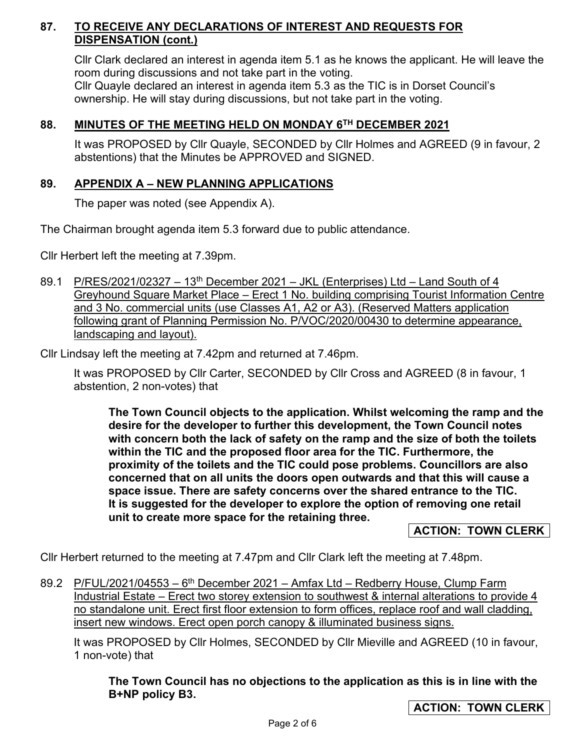## 87. TO RECEIVE ANY DECLARATIONS OF INTEREST AND REQUESTS FOR DISPENSATION (cont.)

Cllr Clark declared an interest in agenda item 5.1 as he knows the applicant. He will leave the room during discussions and not take part in the voting.
Cllr Quayle declared an interest in agenda item 5.3 as the TIC is in Dorset Council's ownership. He will stay during discussions, but not take part in the voting.

## 88. MINUTES OF THE MEETING HELD ON MONDAY 6TH DECEMBER 2021

It was PROPOSED by Cllr Quayle, SECONDED by Cllr Holmes and AGREED (9 in favour, 2 abstentions) that the Minutes be APPROVED and SIGNED.

## 89. APPENDIX A – NEW PLANNING APPLICATIONS

The paper was noted (see Appendix A).

The Chairman brought agenda item 5.3 forward due to public attendance.

Cllr Herbert left the meeting at 7.39pm.

89.1 P/RES/2021/02327 – 13th December 2021 – JKL (Enterprises) Ltd – Land South of 4 Greyhound Square Market Place – Erect 1 No. building comprising Tourist Information Centre and 3 No. commercial units (use Classes A1, A2 or A3). (Reserved Matters application following grant of Planning Permission No. P/VOC/2020/00430 to determine appearance, landscaping and layout).

Cllr Lindsay left the meeting at 7.42pm and returned at 7.46pm.

It was PROPOSED by Cllr Carter, SECONDED by Cllr Cross and AGREED (8 in favour, 1 abstention, 2 non-votes) that

**The Town Council objects to the application. Whilst welcoming the ramp and the desire for the developer to further this development, the Town Council notes with concern both the lack of safety on the ramp and the size of both the toilets within the TIC and the proposed floor area for the TIC. Furthermore, the proximity of the toilets and the TIC could pose problems. Councillors are also concerned that on all units the doors open outwards and that this will cause a space issue. There are safety concerns over the shared entrance to the TIC. It is suggested for the developer to explore the option of removing one retail unit to create more space for the retaining three.**

**ACTION: TOWN CLERK**

Cllr Herbert returned to the meeting at 7.47pm and Cllr Clark left the meeting at 7.48pm.

89.2 P/FUL/2021/04553 – 6th December 2021 – Amfax Ltd – Redberry House, Clump Farm Industrial Estate – Erect two storey extension to southwest & internal alterations to provide 4 no standalone unit. Erect first floor extension to form offices, replace roof and wall cladding, insert new windows. Erect open porch canopy & illuminated business signs.

It was PROPOSED by Cllr Holmes, SECONDED by Cllr Mieville and AGREED (10 in favour, 1 non-vote) that

**The Town Council has no objections to the application as this is in line with the B+NP policy B3.**

**ACTION: TOWN CLERK**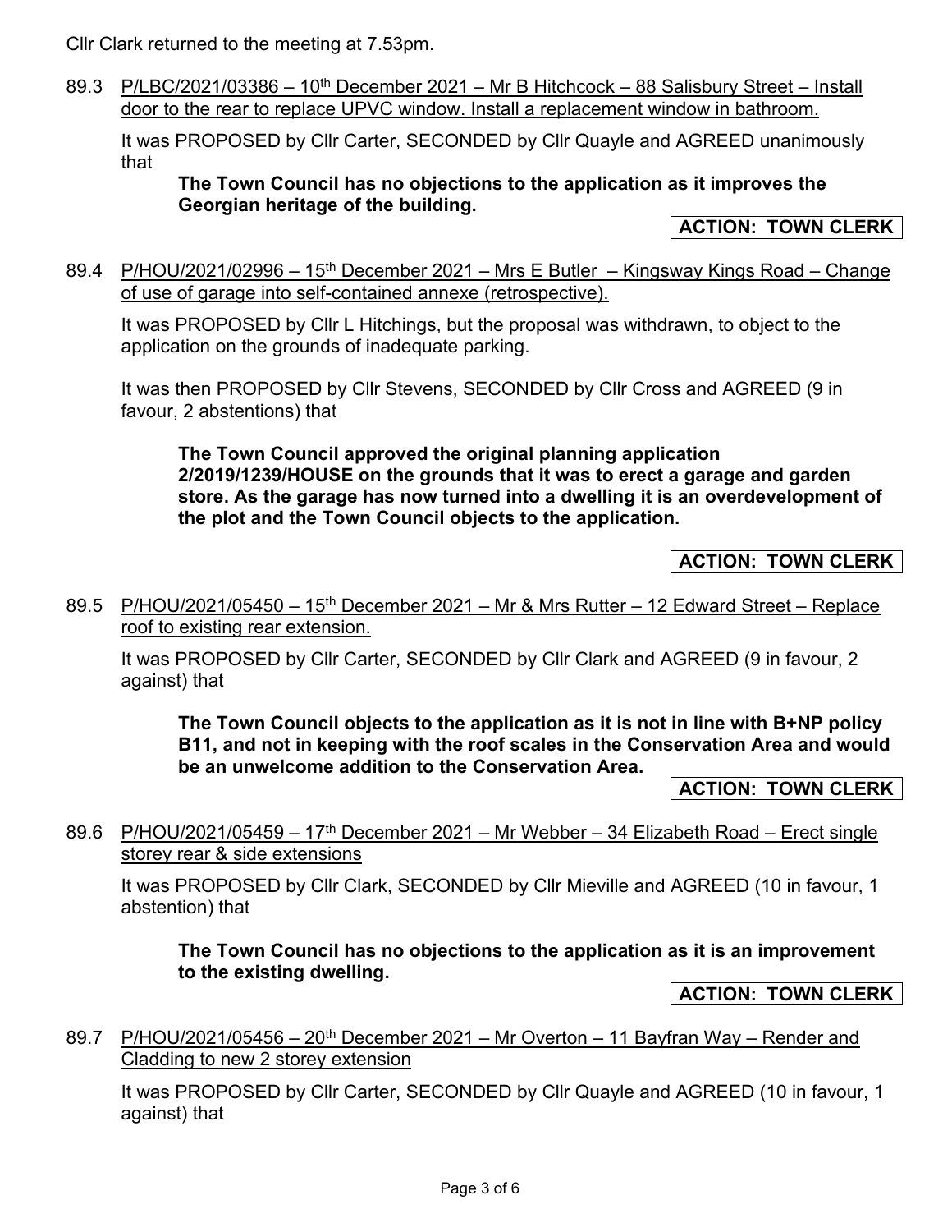Cllr Clark returned to the meeting at 7.53pm.

89.3 P/LBC/2021/03386 – 10th December 2021 – Mr B Hitchcock – 88 Salisbury Street – Install door to the rear to replace UPVC window. Install a replacement window in bathroom.

It was PROPOSED by Cllr Carter, SECONDED by Cllr Quayle and AGREED unanimously that

**The Town Council has no objections to the application as it improves the Georgian heritage of the building.**

**ACTION: TOWN CLERK**

89.4 P/HOU/2021/02996 – 15th December 2021 – Mrs E Butler – Kingsway Kings Road – Change of use of garage into self-contained annexe (retrospective).

It was PROPOSED by Cllr L Hitchings, but the proposal was withdrawn, to object to the application on the grounds of inadequate parking.

It was then PROPOSED by Cllr Stevens, SECONDED by Cllr Cross and AGREED (9 in favour, 2 abstentions) that

**The Town Council approved the original planning application 2/2019/1239/HOUSE on the grounds that it was to erect a garage and garden store. As the garage has now turned into a dwelling it is an overdevelopment of the plot and the Town Council objects to the application.**

**ACTION: TOWN CLERK**

89.5 P/HOU/2021/05450 – 15th December 2021 – Mr & Mrs Rutter – 12 Edward Street – Replace roof to existing rear extension.

It was PROPOSED by Cllr Carter, SECONDED by Cllr Clark and AGREED (9 in favour, 2 against) that

**The Town Council objects to the application as it is not in line with B+NP policy B11, and not in keeping with the roof scales in the Conservation Area and would be an unwelcome addition to the Conservation Area.**

**ACTION: TOWN CLERK**

89.6 P/HOU/2021/05459 – 17th December 2021 – Mr Webber – 34 Elizabeth Road – Erect single storey rear & side extensions

It was PROPOSED by Cllr Clark, SECONDED by Cllr Mieville and AGREED (10 in favour, 1 abstention) that

**The Town Council has no objections to the application as it is an improvement to the existing dwelling.**

**ACTION: TOWN CLERK**

89.7 P/HOU/2021/05456 – 20th December 2021 – Mr Overton – 11 Bayfran Way – Render and Cladding to new 2 storey extension

It was PROPOSED by Cllr Carter, SECONDED by Cllr Quayle and AGREED (10 in favour, 1 against) that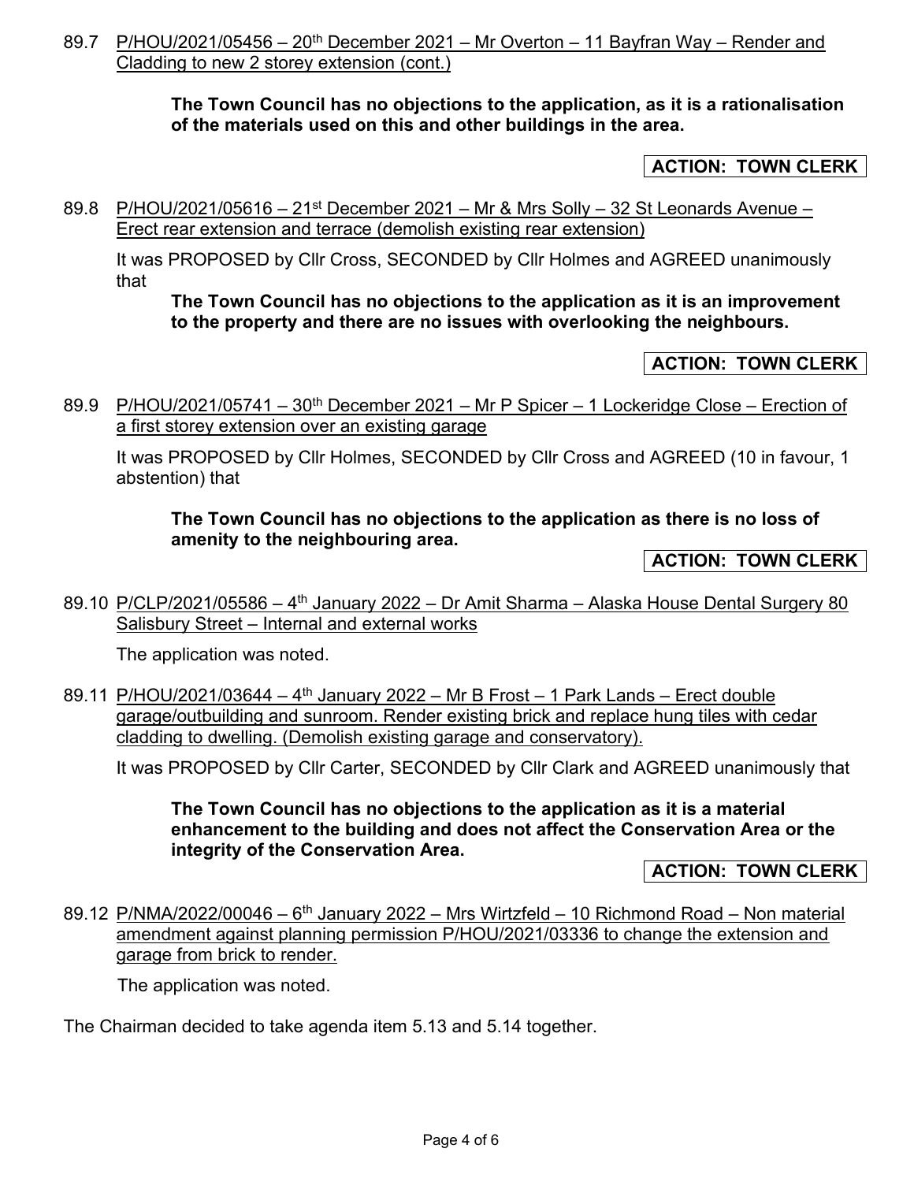89.7 <u>P/HOU/2021/05456 – 20th December 2021 – Mr Overton – 11 Bayfran Way – Render and Cladding to new 2 storey extension (cont.)</u>

**The Town Council has no objections to the application, as it is a rationalisation of the materials used on this and other buildings in the area.**

**ACTION: TOWN CLERK**

89.8 <u>P/HOU/2021/05616 – 21st December 2021 – Mr & Mrs Solly – 32 St Leonards Avenue – Erect rear extension and terrace (demolish existing rear extension)</u>

It was PROPOSED by Cllr Cross, SECONDED by Cllr Holmes and AGREED unanimously that

**The Town Council has no objections to the application as it is an improvement to the property and there are no issues with overlooking the neighbours.**

**ACTION: TOWN CLERK**

89.9 <u>P/HOU/2021/05741 – 30th December 2021 – Mr P Spicer – 1 Lockeridge Close – Erection of a first storey extension over an existing garage</u>

It was PROPOSED by Cllr Holmes, SECONDED by Cllr Cross and AGREED (10 in favour, 1 abstention) that

**The Town Council has no objections to the application as there is no loss of amenity to the neighbouring area.**

**ACTION: TOWN CLERK**

89.10 <u>P/CLP/2021/05586 – 4th January 2022 – Dr Amit Sharma – Alaska House Dental Surgery 80 Salisbury Street – Internal and external works</u>

The application was noted.

89.11 <u>P/HOU/2021/03644 – 4th January 2022 – Mr B Frost – 1 Park Lands – Erect double garage/outbuilding and sunroom. Render existing brick and replace hung tiles with cedar cladding to dwelling. (Demolish existing garage and conservatory).</u>

It was PROPOSED by Cllr Carter, SECONDED by Cllr Clark and AGREED unanimously that

**The Town Council has no objections to the application as it is a material enhancement to the building and does not affect the Conservation Area or the integrity of the Conservation Area.**

**ACTION: TOWN CLERK**

89.12 <u>P/NMA/2022/00046 – 6th January 2022 – Mrs Wirtzfeld – 10 Richmond Road – Non material amendment against planning permission P/HOU/2021/03336 to change the extension and garage from brick to render.</u>

The application was noted.

The Chairman decided to take agenda item 5.13 and 5.14 together.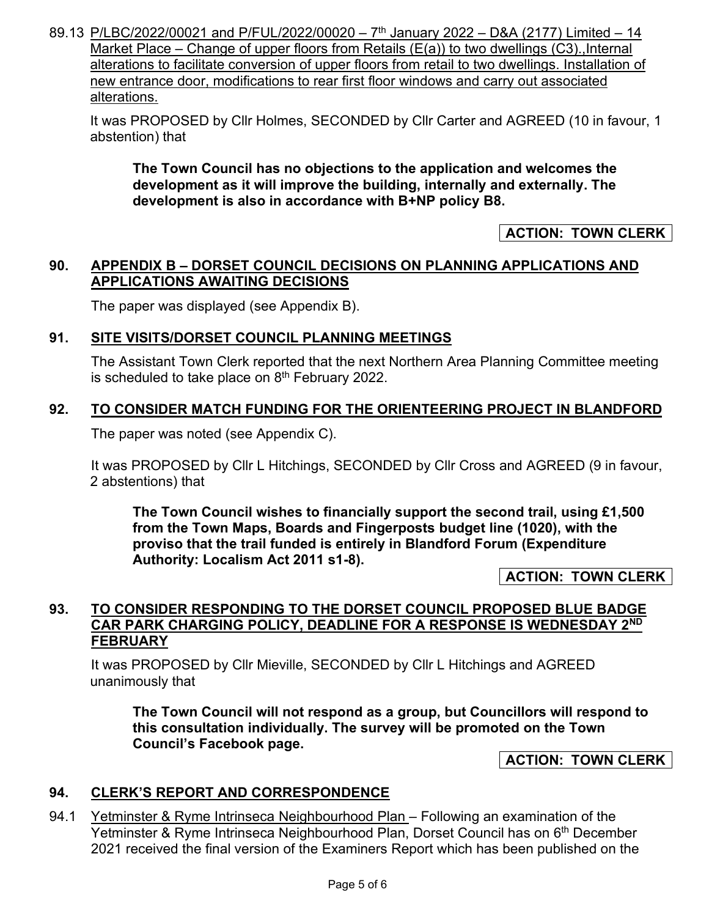89.13 P/LBC/2022/00021 and P/FUL/2022/00020 – 7th January 2022 – D&A (2177) Limited – 14 Market Place – Change of upper floors from Retails (E(a)) to two dwellings (C3).,Internal alterations to facilitate conversion of upper floors from retail to two dwellings. Installation of new entrance door, modifications to rear first floor windows and carry out associated alterations.

It was PROPOSED by Cllr Holmes, SECONDED by Cllr Carter and AGREED (10 in favour, 1 abstention) that

**The Town Council has no objections to the application and welcomes the development as it will improve the building, internally and externally. The development is also in accordance with B+NP policy B8.**

**ACTION: TOWN CLERK**

## 90. APPENDIX B – DORSET COUNCIL DECISIONS ON PLANNING APPLICATIONS AND APPLICATIONS AWAITING DECISIONS

The paper was displayed (see Appendix B).

## 91. SITE VISITS/DORSET COUNCIL PLANNING MEETINGS

The Assistant Town Clerk reported that the next Northern Area Planning Committee meeting is scheduled to take place on 8th February 2022.

## 92. TO CONSIDER MATCH FUNDING FOR THE ORIENTEERING PROJECT IN BLANDFORD

The paper was noted (see Appendix C).

It was PROPOSED by Cllr L Hitchings, SECONDED by Cllr Cross and AGREED (9 in favour, 2 abstentions) that

**The Town Council wishes to financially support the second trail, using £1,500 from the Town Maps, Boards and Fingerposts budget line (1020), with the proviso that the trail funded is entirely in Blandford Forum (Expenditure Authority: Localism Act 2011 s1-8).**

**ACTION: TOWN CLERK**

## 93. TO CONSIDER RESPONDING TO THE DORSET COUNCIL PROPOSED BLUE BADGE CAR PARK CHARGING POLICY, DEADLINE FOR A RESPONSE IS WEDNESDAY 2ND FEBRUARY

It was PROPOSED by Cllr Mieville, SECONDED by Cllr L Hitchings and AGREED unanimously that

**The Town Council will not respond as a group, but Councillors will respond to this consultation individually. The survey will be promoted on the Town Council's Facebook page.**

**ACTION: TOWN CLERK**

## 94. CLERK'S REPORT AND CORRESPONDENCE

94.1 Yetminster & Ryme Intrinseca Neighbourhood Plan – Following an examination of the Yetminster & Ryme Intrinseca Neighbourhood Plan, Dorset Council has on 6th December 2021 received the final version of the Examiners Report which has been published on the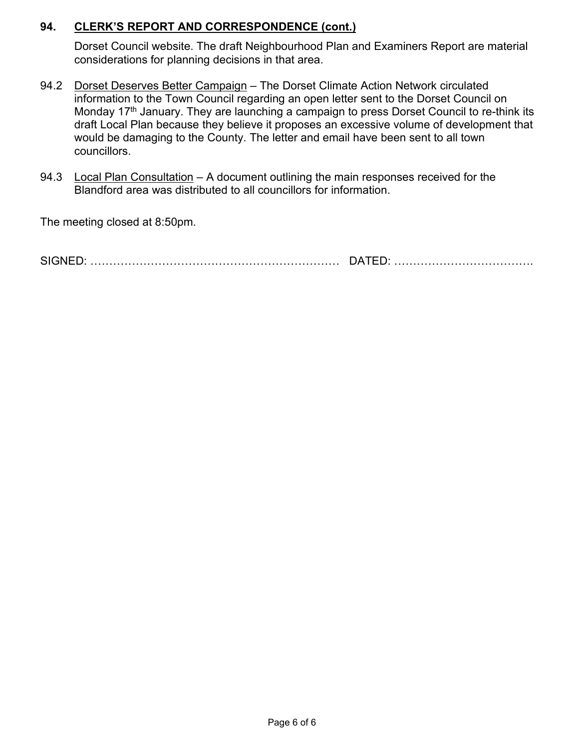## 94. CLERK'S REPORT AND CORRESPONDENCE (cont.)

Dorset Council website. The draft Neighbourhood Plan and Examiners Report are material considerations for planning decisions in that area.

94.2 Dorset Deserves Better Campaign – The Dorset Climate Action Network circulated information to the Town Council regarding an open letter sent to the Dorset Council on Monday 17th January. They are launching a campaign to press Dorset Council to re-think its draft Local Plan because they believe it proposes an excessive volume of development that would be damaging to the County. The letter and email have been sent to all town councillors.

94.3 Local Plan Consultation – A document outlining the main responses received for the Blandford area was distributed to all councillors for information.

The meeting closed at 8:50pm.

SIGNED: ………………………………………………………… DATED: ……………………………….